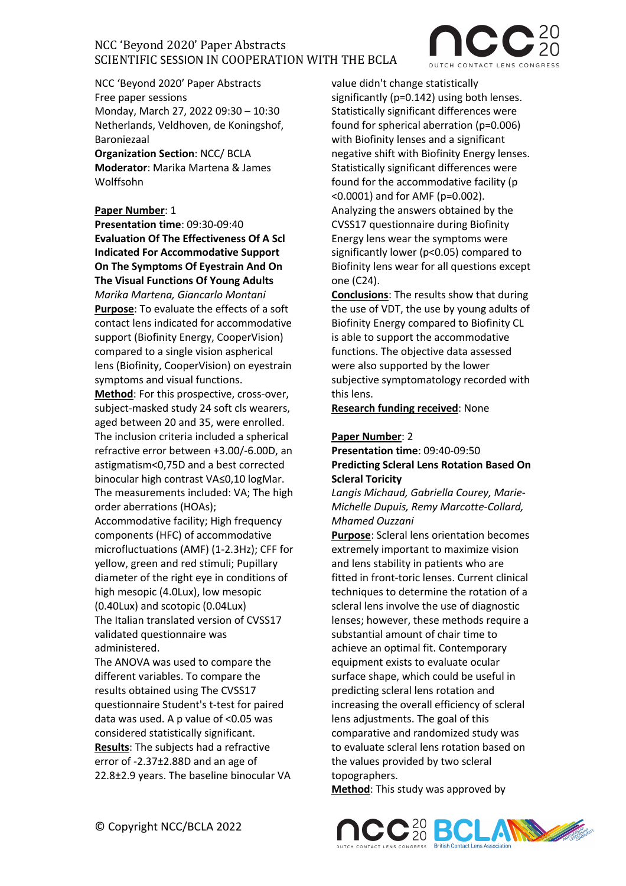NCC 'Beyond 2020' Paper Abstracts
Free paper sessions
Monday, March 27, 2022 09:30 – 10:30
Netherlands, Veldhoven, de Koningshof, Baroniezaal
**Organization Section**: NCC/ BCLA
**Moderator**: Marika Martena & James Wolffsohn

**Paper Number**: 1
**Presentation time**: 09:30-09:40
**Evaluation Of The Effectiveness Of A Scl Indicated For Accommodative Support On The Symptoms Of Eyestrain And On The Visual Functions Of Young Adults**
*Marika Martena, Giancarlo Montani*
**Purpose**: To evaluate the effects of a soft contact lens indicated for accommodative support (Biofinity Energy, CooperVision) compared to a single vision aspherical lens (Biofinity, CooperVision) on eyestrain symptoms and visual functions.
**Method**: For this prospective, cross-over, subject-masked study 24 soft cls wearers, aged between 20 and 35, were enrolled. The inclusion criteria included a spherical refractive error between +3.00/-6.00D, an astigmatism<0,75D and a best corrected binocular high contrast VA≤0,10 logMar. The measurements included: VA; The high order aberrations (HOAs);
Accommodative facility; High frequency components (HFC) of accommodative microfluctuations (AMF) (1-2.3Hz); CFF for yellow, green and red stimuli; Pupillary diameter of the right eye in conditions of high mesopic (4.0Lux), low mesopic (0.40Lux) and scotopic (0.04Lux)
The Italian translated version of CVSS17 validated questionnaire was administered.
The ANOVA was used to compare the different variables. To compare the results obtained using The CVSS17 questionnaire Student's t-test for paired data was used. A p value of <0.05 was considered statistically significant.
**Results**: The subjects had a refractive error of -2.37±2.88D and an age of 22.8±2.9 years. The baseline binocular VA value didn't change statistically significantly (p=0.142) using both lenses. Statistically significant differences were found for spherical aberration (p=0.006) with Biofinity lenses and a significant negative shift with Biofinity Energy lenses. Statistically significant differences were found for the accommodative facility (p <0.0001) and for AMF (p=0.002).
Analyzing the answers obtained by the CVSS17 questionnaire during Biofinity Energy lens wear the symptoms were significantly lower (p<0.05) compared to Biofinity lens wear for all questions except one (C24).
**Conclusions**: The results show that during the use of VDT, the use by young adults of Biofinity Energy compared to Biofinity CL is able to support the accommodative functions. The objective data assessed were also supported by the lower subjective symptomatology recorded with this lens.
**Research funding received**: None

**Paper Number**: 2
**Presentation time**: 09:40-09:50
**Predicting Scleral Lens Rotation Based On Scleral Toricity**
*Langis Michaud, Gabriella Courey, Marie-Michelle Dupuis, Remy Marcotte-Collard, Mhamed Ouzzani*
**Purpose**: Scleral lens orientation becomes extremely important to maximize vision and lens stability in patients who are fitted in front-toric lenses. Current clinical techniques to determine the rotation of a scleral lens involve the use of diagnostic lenses; however, these methods require a substantial amount of chair time to achieve an optimal fit. Contemporary equipment exists to evaluate ocular surface shape, which could be useful in predicting scleral lens rotation and increasing the overall efficiency of scleral lens adjustments. The goal of this comparative and randomized study was to evaluate scleral lens rotation based on the values provided by two scleral topographers.
**Method**: This study was approved by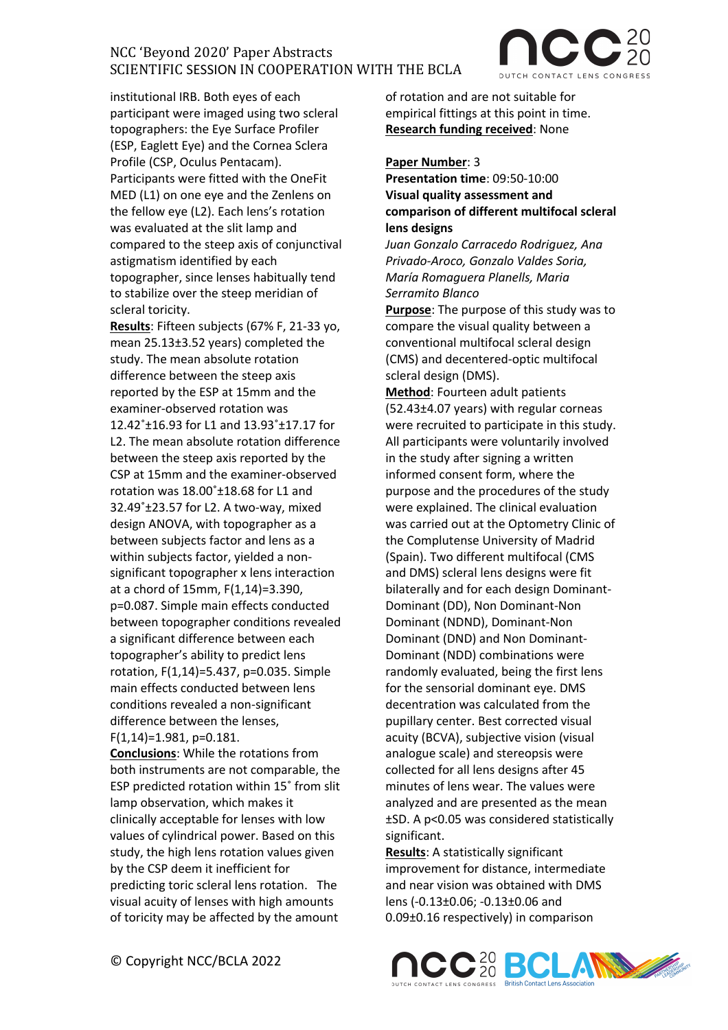institutional IRB. Both eyes of each participant were imaged using two scleral topographers: the Eye Surface Profiler (ESP, Eaglett Eye) and the Cornea Sclera Profile (CSP, Oculus Pentacam). Participants were fitted with the OneFit MED (L1) on one eye and the Zenlens on the fellow eye (L2). Each lens's rotation was evaluated at the slit lamp and compared to the steep axis of conjunctival astigmatism identified by each topographer, since lenses habitually tend to stabilize over the steep meridian of scleral toricity.

**Results**: Fifteen subjects (67% F, 21-33 yo, mean 25.13±3.52 years) completed the study. The mean absolute rotation difference between the steep axis reported by the ESP at 15mm and the examiner-observed rotation was 12.42˚±16.93 for L1 and 13.93˚±17.17 for L2. The mean absolute rotation difference between the steep axis reported by the CSP at 15mm and the examiner-observed rotation was 18.00˚±18.68 for L1 and 32.49˚±23.57 for L2. A two-way, mixed design ANOVA, with topographer as a between subjects factor and lens as a within subjects factor, yielded a non-significant topographer x lens interaction at a chord of 15mm, $F(1,14)=3.390$, $p=0.087$. Simple main effects conducted between topographer conditions revealed a significant difference between each topographer's ability to predict lens rotation, $F(1,14)=5.437$, $p=0.035$. Simple main effects conducted between lens conditions revealed a non-significant difference between the lenses, $F(1,14)=1.981$, $p=0.181$.

**Conclusions**: While the rotations from both instruments are not comparable, the ESP predicted rotation within 15˚ from slit lamp observation, which makes it clinically acceptable for lenses with low values of cylindrical power. Based on this study, the high lens rotation values given by the CSP deem it inefficient for predicting toric scleral lens rotation. The visual acuity of lenses with high amounts of toricity may be affected by the amount of rotation and are not suitable for empirical fittings at this point in time.

**Research funding received**: None

**Paper Number**: 3

**Presentation time**: 09:50-10:00

**Visual quality assessment and comparison of different multifocal scleral lens designs**

*Juan Gonzalo Carracedo Rodriguez, Ana Privado-Aroco, Gonzalo Valdes Soria, María Romaguera Planells, Maria Serramito Blanco*

**Purpose**: The purpose of this study was to compare the visual quality between a conventional multifocal scleral design (CMS) and decentered-optic multifocal scleral design (DMS).

**Method**: Fourteen adult patients (52.43±4.07 years) with regular corneas were recruited to participate in this study. All participants were voluntarily involved in the study after signing a written informed consent form, where the purpose and the procedures of the study were explained. The clinical evaluation was carried out at the Optometry Clinic of the Complutense University of Madrid (Spain). Two different multifocal (CMS and DMS) scleral lens designs were fit bilaterally and for each design Dominant-Dominant (DD), Non Dominant-Non Dominant (NDND), Dominant-Non Dominant (DND) and Non Dominant-Dominant (NDD) combinations were randomly evaluated, being the first lens for the sensorial dominant eye. DMS decentration was calculated from the pupillary center. Best corrected visual acuity (BCVA), subjective vision (visual analogue scale) and stereopsis were collected for all lens designs after 45 minutes of lens wear. The values were analyzed and are presented as the mean ±SD. A $p<0.05$ was considered statistically significant.

**Results**: A statistically significant improvement for distance, intermediate and near vision was obtained with DMS lens (-0.13±0.06; -0.13±0.06 and 0.09±0.16 respectively) in comparison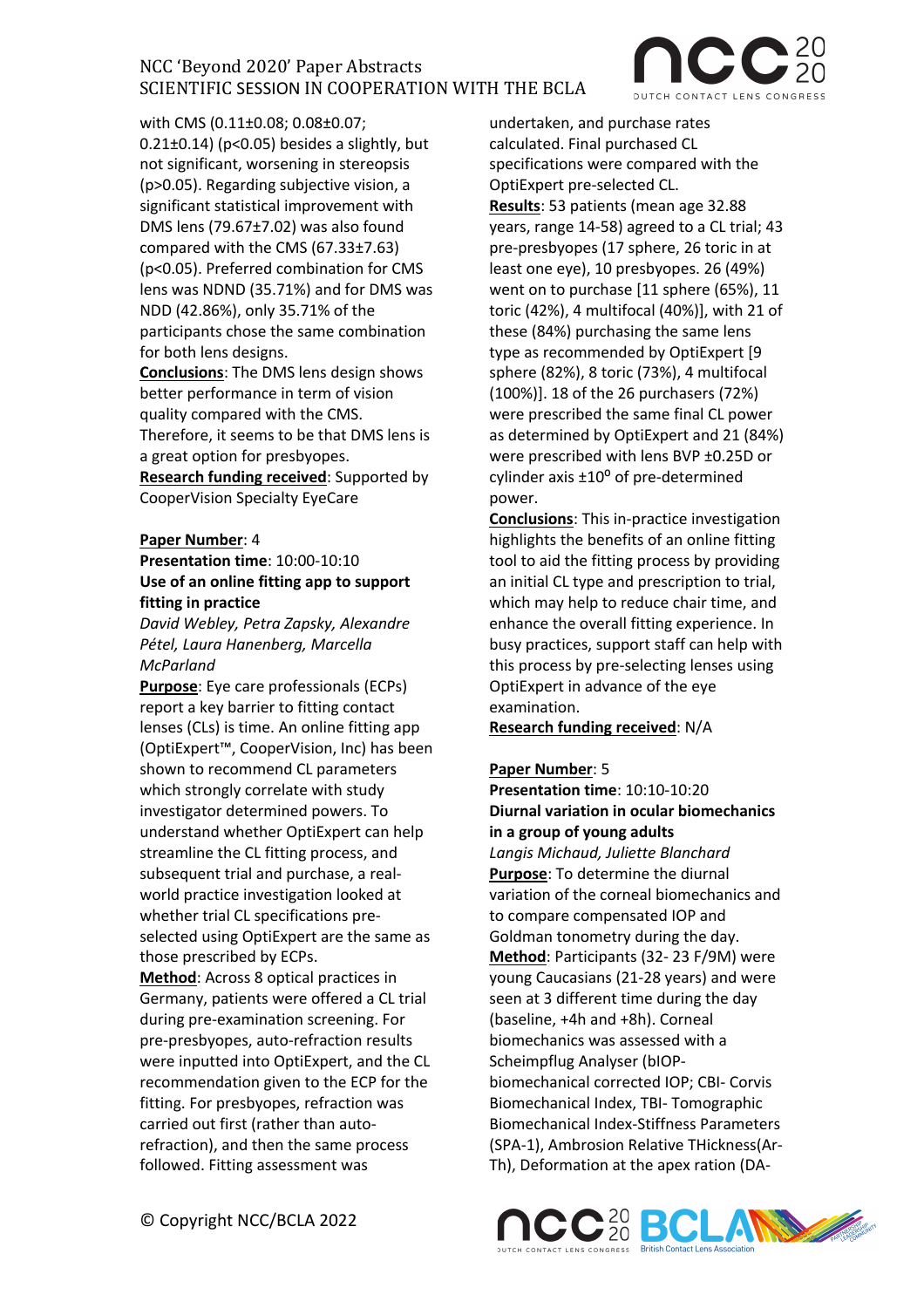with CMS (0.11±0.08; 0.08±0.07; 0.21±0.14) ($p<0.05$) besides a slightly, but not significant, worsening in stereopsis ($p>0.05$). Regarding subjective vision, a significant statistical improvement with DMS lens (79.67±7.02) was also found compared with the CMS (67.33±7.63) ($p<0.05$). Preferred combination for CMS lens was NDND (35.71%) and for DMS was NDD (42.86%), only 35.71% of the participants chose the same combination for both lens designs.

**Conclusions**: The DMS lens design shows better performance in term of vision quality compared with the CMS. Therefore, it seems to be that DMS lens is a great option for presbyopes.

**Research funding received**: Supported by CooperVision Specialty EyeCare

**Paper Number**: 4

**Presentation time**: 10:00-10:10

**Use of an online fitting app to support fitting in practice**

*David Webley, Petra Zapsky, Alexandre Pétel, Laura Hanenberg, Marcella McParland*

**Purpose**: Eye care professionals (ECPs) report a key barrier to fitting contact lenses (CLs) is time. An online fitting app (OptiExpert™, CooperVision, Inc) has been shown to recommend CL parameters which strongly correlate with study investigator determined powers. To understand whether OptiExpert can help streamline the CL fitting process, and subsequent trial and purchase, a real-world practice investigation looked at whether trial CL specifications pre-selected using OptiExpert are the same as those prescribed by ECPs.

**Method**: Across 8 optical practices in Germany, patients were offered a CL trial during pre-examination screening. For pre-presbyopes, auto-refraction results were inputted into OptiExpert, and the CL recommendation given to the ECP for the fitting. For presbyopes, refraction was carried out first (rather than auto-refraction), and then the same process followed. Fitting assessment was undertaken, and purchase rates calculated. Final purchased CL specifications were compared with the OptiExpert pre-selected CL.

**Results**: 53 patients (mean age 32.88 years, range 14-58) agreed to a CL trial; 43 pre-presbyopes (17 sphere, 26 toric in at least one eye), 10 presbyopes. 26 (49%) went on to purchase [11 sphere (65%), 11 toric (42%), 4 multifocal (40%)], with 21 of these (84%) purchasing the same lens type as recommended by OptiExpert [9 sphere (82%), 8 toric (73%), 4 multifocal (100%)]. 18 of the 26 purchasers (72%) were prescribed the same final CL power as determined by OptiExpert and 21 (84%) were prescribed with lens BVP ±0.25D or cylinder axis ±10$^{o}$ of pre-determined power.

**Conclusions**: This in-practice investigation highlights the benefits of an online fitting tool to aid the fitting process by providing an initial CL type and prescription to trial, which may help to reduce chair time, and enhance the overall fitting experience. In busy practices, support staff can help with this process by pre-selecting lenses using OptiExpert in advance of the eye examination.

**Research funding received**: N/A

**Paper Number**: 5

**Presentation time**: 10:10-10:20

**Diurnal variation in ocular biomechanics in a group of young adults**

*Langis Michaud, Juliette Blanchard*

**Purpose**: To determine the diurnal variation of the corneal biomechanics and to compare compensated IOP and Goldman tonometry during the day.

**Method**: Participants (32- 23 F/9M) were young Caucasians (21-28 years) and were seen at 3 different time during the day (baseline, +4h and +8h). Corneal biomechanics was assessed with a Scheimpflug Analyser (bIOP-biomechanical corrected IOP; CBI- Corvis Biomechanical Index, TBI- Tomographic Biomechanical Index-Stiffness Parameters (SPA-1), Ambrosion Relative THickness(Ar-Th), Deformation at the apex ration (DA-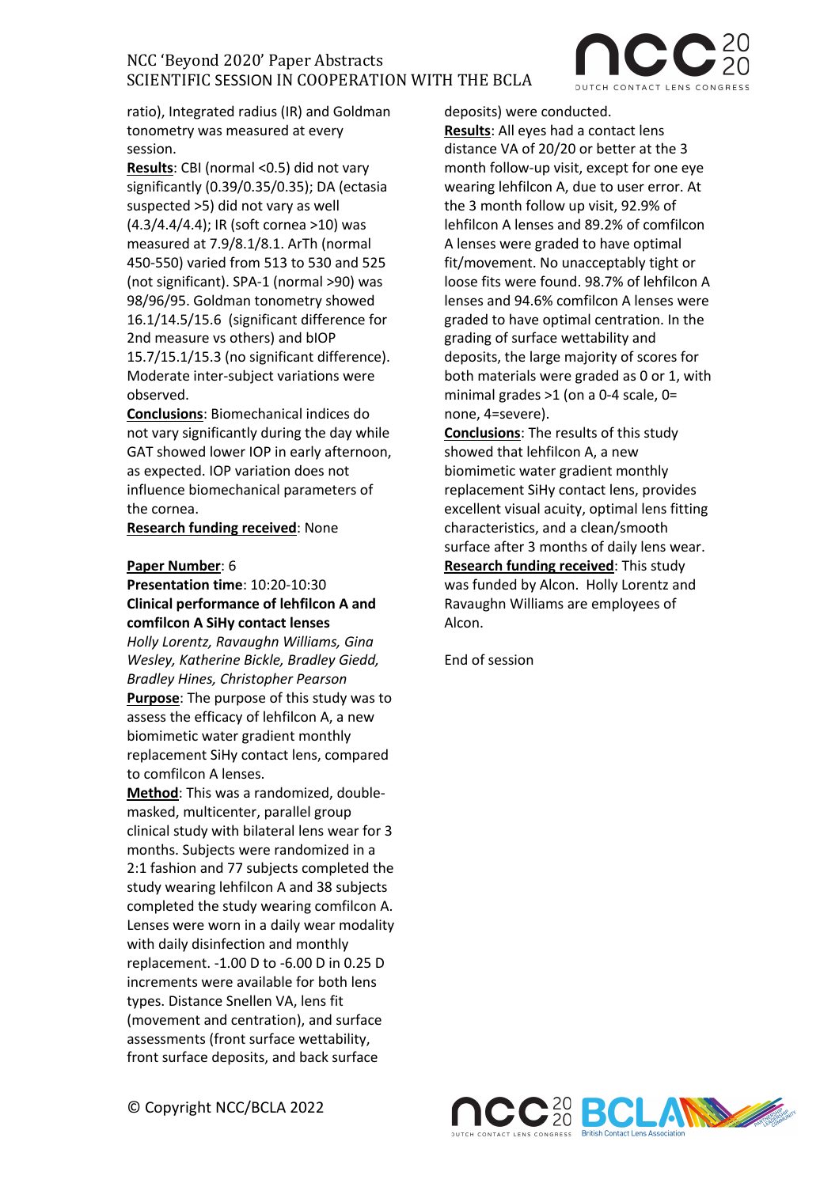ratio), Integrated radius (IR) and Goldman tonometry was measured at every session.

**Results**: CBI (normal <0.5) did not vary significantly (0.39/0.35/0.35); DA (ectasia suspected >5) did not vary as well (4.3/4.4/4.4); IR (soft cornea >10) was measured at 7.9/8.1/8.1. ArTh (normal 450-550) varied from 513 to 530 and 525 (not significant). SPA-1 (normal >90) was 98/96/95. Goldman tonometry showed 16.1/14.5/15.6 (significant difference for 2nd measure vs others) and bIOP 15.7/15.1/15.3 (no significant difference). Moderate inter-subject variations were observed.

**Conclusions**: Biomechanical indices do not vary significantly during the day while GAT showed lower IOP in early afternoon, as expected. IOP variation does not influence biomechanical parameters of the cornea.

**Research funding received**: None

**Paper Number**: 6

**Presentation time**: 10:20-10:30

**Clinical performance of lehfilcon A and comfilcon A SiHy contact lenses**

*Holly Lorentz, Ravaughn Williams, Gina Wesley, Katherine Bickle, Bradley Giedd, Bradley Hines, Christopher Pearson*

**Purpose**: The purpose of this study was to assess the efficacy of lehfilcon A, a new biomimetic water gradient monthly replacement SiHy contact lens, compared to comfilcon A lenses.

**Method**: This was a randomized, double-masked, multicenter, parallel group clinical study with bilateral lens wear for 3 months. Subjects were randomized in a 2:1 fashion and 77 subjects completed the study wearing lehfilcon A and 38 subjects completed the study wearing comfilcon A. Lenses were worn in a daily wear modality with daily disinfection and monthly replacement. -1.00 D to -6.00 D in 0.25 D increments were available for both lens types. Distance Snellen VA, lens fit (movement and centration), and surface assessments (front surface wettability, front surface deposits, and back surface deposits) were conducted.

**Results**: All eyes had a contact lens distance VA of 20/20 or better at the 3 month follow-up visit, except for one eye wearing lehfilcon A, due to user error. At the 3 month follow up visit, 92.9% of lehfilcon A lenses and 89.2% of comfilcon A lenses were graded to have optimal fit/movement. No unacceptably tight or loose fits were found. 98.7% of lehfilcon A lenses and 94.6% comfilcon A lenses were graded to have optimal centration. In the grading of surface wettability and deposits, the large majority of scores for both materials were graded as 0 or 1, with minimal grades >1 (on a 0-4 scale, 0= none, 4=severe).

**Conclusions**: The results of this study showed that lehfilcon A, a new biomimetic water gradient monthly replacement SiHy contact lens, provides excellent visual acuity, optimal lens fitting characteristics, and a clean/smooth surface after 3 months of daily lens wear.

**Research funding received**: This study was funded by Alcon. Holly Lorentz and Ravaughn Williams are employees of Alcon.

End of session